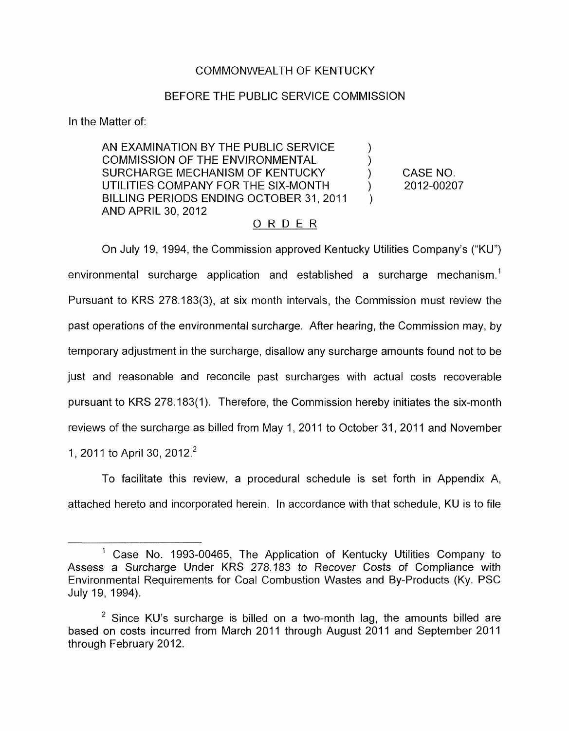COMMONWEALTH OF KENTUCKY

BEFORE THE PUBLIC SERVICE COMMISSION

In the Matter of:

| | | |
|---|---|---|
| AN EXAMINATION BY THE PUBLIC SERVICE COMMISSION OF THE ENVIRONMENTAL SURCHARGE MECHANISM OF KENTUCKY UTILITIES COMPANY FOR THE SIX-MONTH BILLING PERIODS ENDING OCTOBER 31, 2011 AND APRIL 30, 2012 | ) ) ) ) ) | CASE NO. 2012-00207 |

ORDER

On July 19, 1994, the Commission approved Kentucky Utilities Company's ("KU") environmental surcharge application and established a surcharge mechanism.[1] Pursuant to KRS 278.183(3), at six month intervals, the Commission must review the past operations of the environmental surcharge. After hearing, the Commission may, by temporary adjustment in the surcharge, disallow any surcharge amounts found not to be just and reasonable and reconcile past surcharges with actual costs recoverable pursuant to KRS 278.183(1). Therefore, the Commission hereby initiates the six-month reviews of the surcharge as billed from May 1, 2011 to October 31, 2011 and November 1, 2011 to April 30, 2012.[2]

To facilitate this review, a procedural schedule is set forth in Appendix A, attached hereto and incorporated herein. In accordance with that schedule, KU is to file

---

[1] Case No. 1993-00465, The Application of Kentucky Utilities Company to Assess a *Surcharge Under KRS 278.183 to Recover Costs of Compliance* with Environmental Requirements for Coal Combustion Wastes and By-Products (Ky. PSC July 19, 1994).

[2] Since KU's surcharge is billed on a two-month lag, the amounts billed are based on costs incurred from March 2011 through August 2011 and September 2011 through February 2012.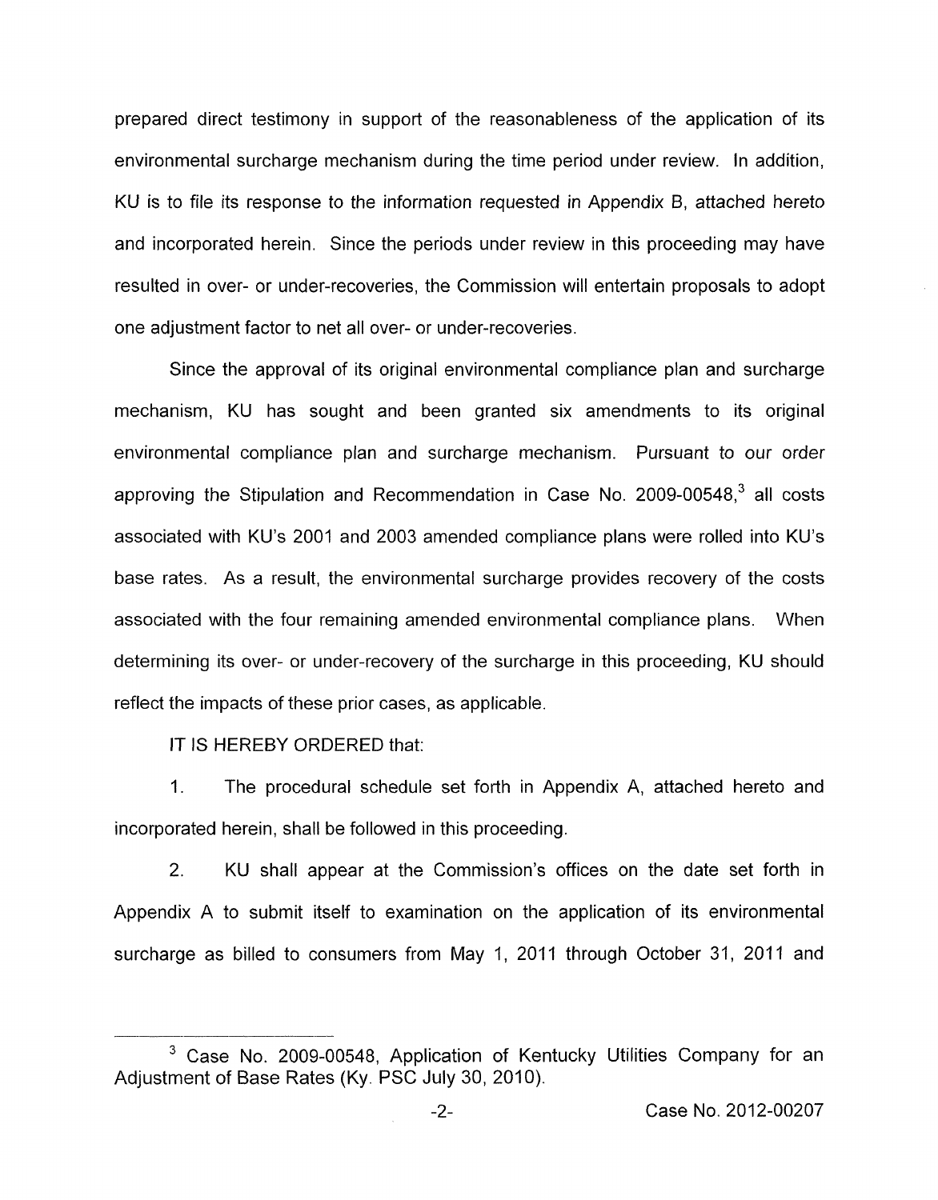prepared direct testimony in support of the reasonableness of the application of its environmental surcharge mechanism during the time period under review. In addition, KU is to file its response to the information requested in Appendix B, attached hereto and incorporated herein. Since the periods under review in this proceeding may have resulted in over- or under-recoveries, the Commission will entertain proposals to adopt one adjustment factor to net all over- or under-recoveries.

Since the approval of its original environmental compliance plan and surcharge mechanism, KU has sought and been granted six amendments to its original environmental compliance plan and surcharge mechanism. Pursuant to our order approving the Stipulation and Recommendation in Case No. 2009-00548,[3] all costs associated with KU's 2001 and 2003 amended compliance plans were rolled into KU's base rates. As a result, the environmental surcharge provides recovery of the costs associated with the four remaining amended environmental compliance plans. When determining its over- or under-recovery of the surcharge in this proceeding, KU should reflect the impacts of these prior cases, as applicable.

IT IS HEREBY ORDERED that:

1. The procedural schedule set forth in Appendix A, attached hereto and incorporated herein, shall be followed in this proceeding.

2. KU shall appear at the Commission's offices on the date set forth in Appendix A to submit itself to examination on the application of its environmental surcharge as billed to consumers from May 1, 2011 through October 31, 2011 and

---

[3] Case No. 2009-00548, Application of Kentucky Utilities Company for an Adjustment of Base Rates (Ky. PSC July 30, 2010).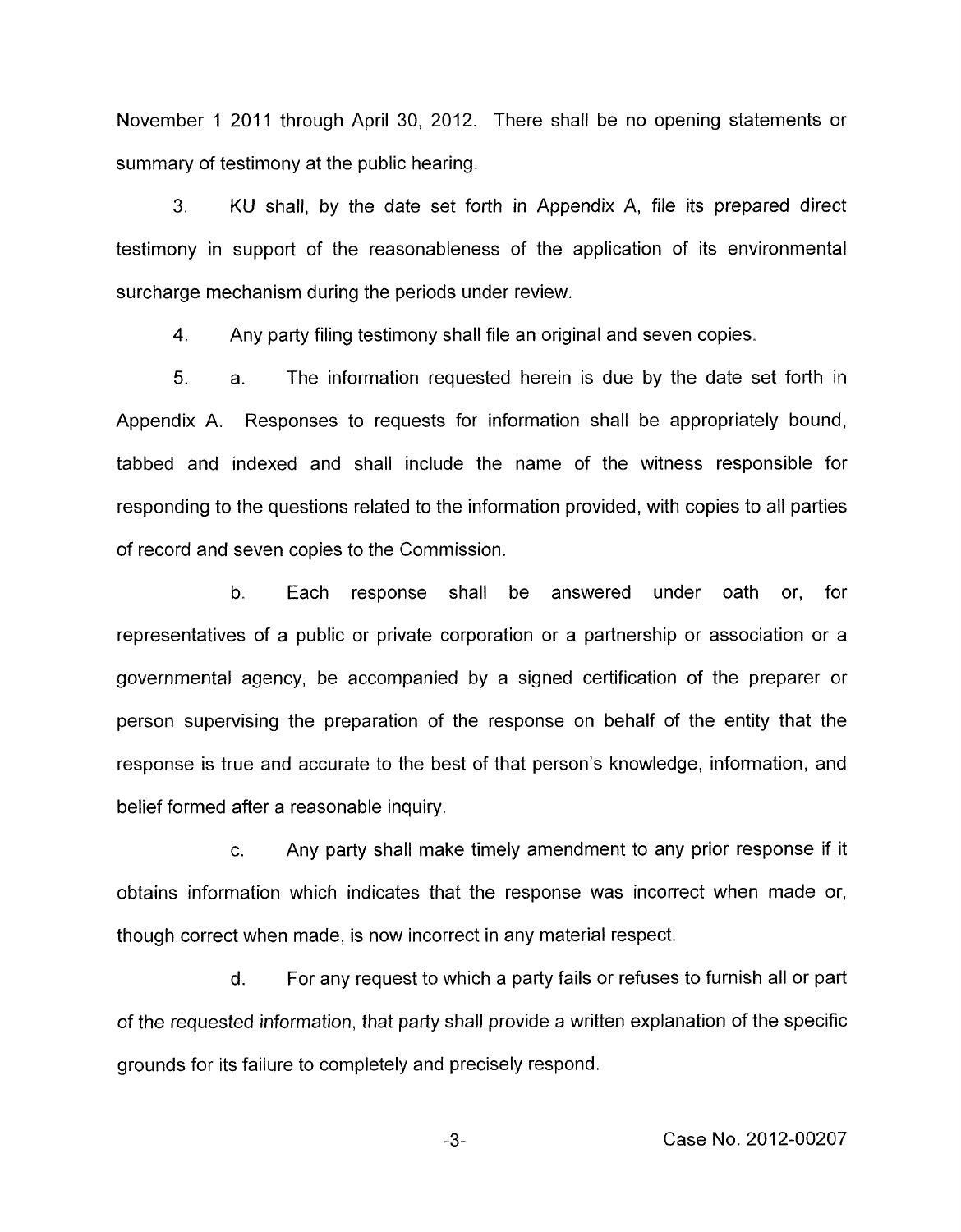November 1 2011 through April 30, 2012. There shall be no opening statements or summary of testimony at the public hearing.

3. KU shall, by the date set forth in Appendix A, file its prepared direct testimony in support of the reasonableness of the application of its environmental surcharge mechanism during the periods under review.

4. Any party filing testimony shall file an original and seven copies.

5. a. The information requested herein is due by the date set forth in Appendix A. Responses to requests for information shall be appropriately bound, tabbed and indexed and shall include the name of the witness responsible for responding to the questions related to the information provided, with copies to all parties of record and seven copies to the Commission.

b. Each response shall be answered under oath or, for representatives of a public or private corporation or a partnership or association or a governmental agency, be accompanied by a signed certification of the preparer or person supervising the preparation of the response on behalf of the entity that the response is true and accurate to the best of that person's knowledge, information, and belief formed after a reasonable inquiry.

c. Any party shall make timely amendment to any prior response if it obtains information which indicates that the response was incorrect when made or, though correct when made, is now incorrect in any material respect.

d. For any request to which a party fails or refuses to furnish all or part of the requested information, that party shall provide a written explanation of the specific grounds for its failure to completely and precisely respond.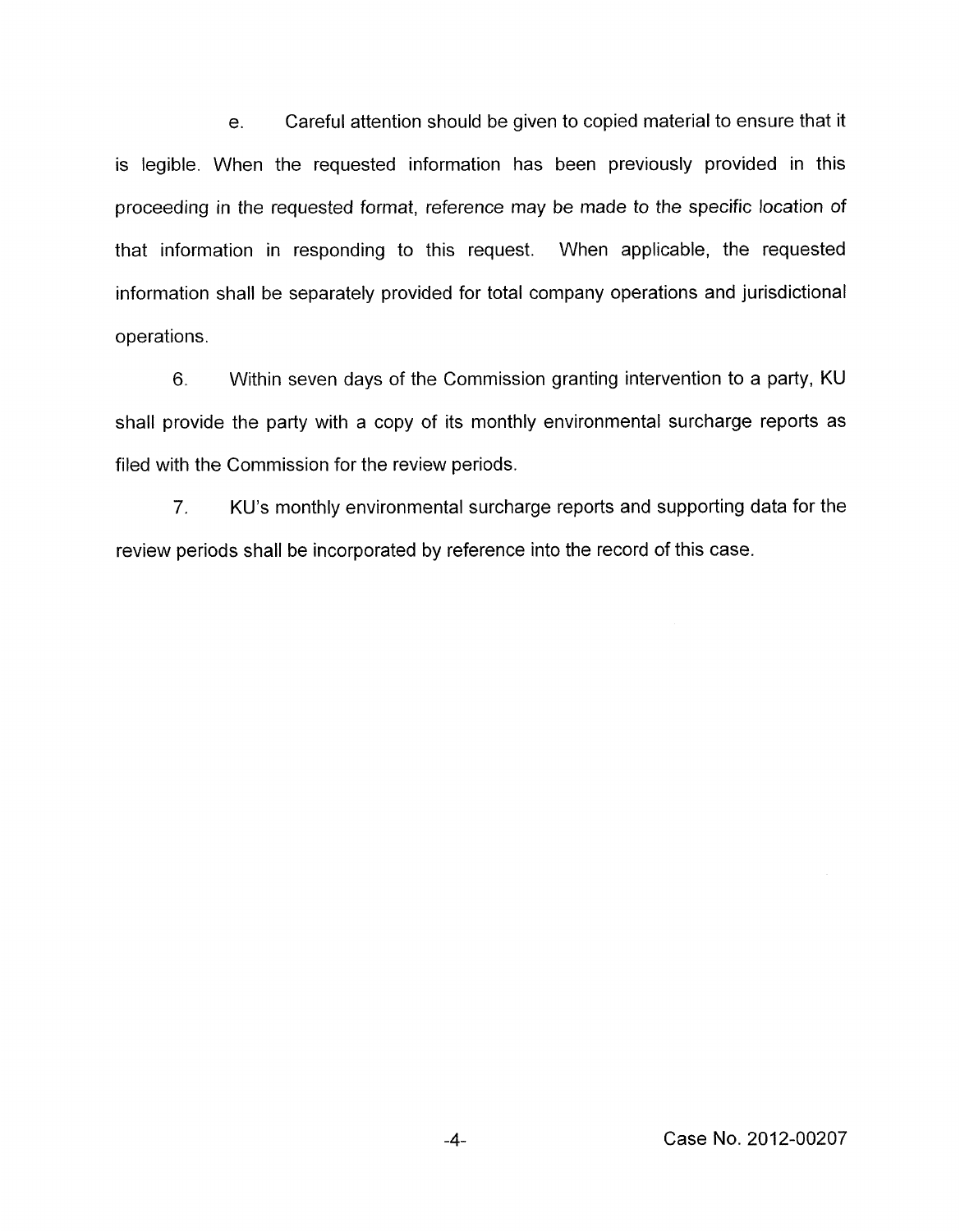e. Careful attention should be given to copied material to ensure that it is legible. When the requested information has been previously provided in this proceeding in the requested format, reference may be made to the specific location of that information in responding to this request. When applicable, the requested information shall be separately provided for total company operations and jurisdictional operations.

6. Within seven days of the Commission granting intervention to a party, KU shall provide the party with a copy of its monthly environmental surcharge reports as filed with the Commission for the review periods.

7. KU's monthly environmental surcharge reports and supporting data for the review periods shall be incorporated by reference into the record of this case.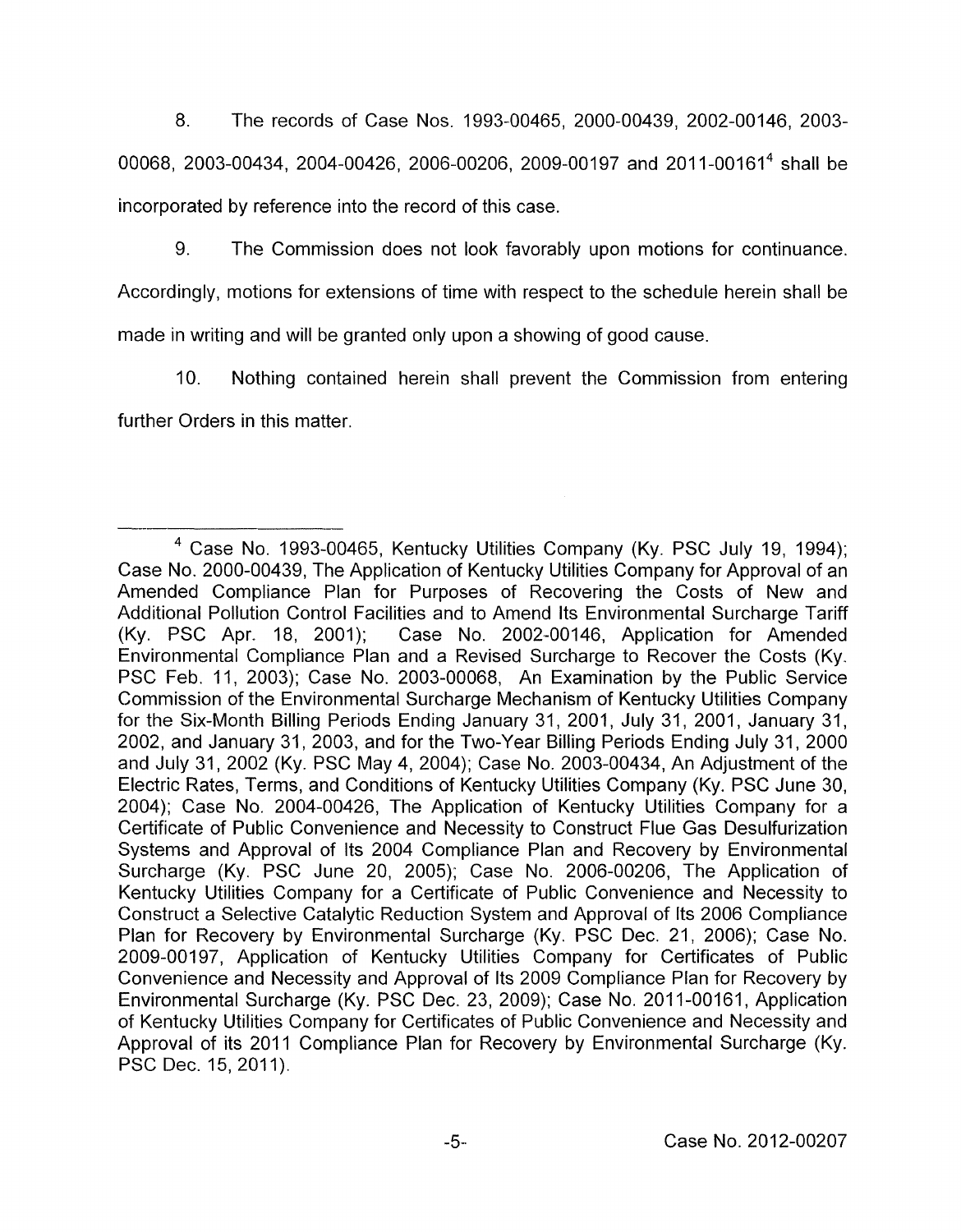8. The records of Case Nos. 1993-00465, 2000-00439, 2002-00146, 2003-00068, 2003-00434, 2004-00426, 2006-00206, 2009-00197 and 2011-00161[4] shall be incorporated by reference into the record of this case.

9. The Commission does not look favorably upon motions for continuance. Accordingly, motions for extensions of time with respect to the schedule herein shall be made in writing and will be granted only upon a showing of good cause.

10. Nothing contained herein shall prevent the Commission from entering further Orders in this matter.

---

[4] Case No. 1993-00465, Kentucky Utilities Company (Ky. PSC July 19, 1994); Case No. 2000-00439, The Application of Kentucky Utilities Company for Approval of an Amended Compliance Plan for Purposes of Recovering the Costs of New and Additional Pollution Control Facilities and to Amend Its Environmental Surcharge Tariff (Ky. PSC Apr. 18, 2001); Case No. 2002-00146, Application for Amended Environmental Compliance Plan and a Revised Surcharge to Recover the Costs (Ky. PSC Feb. 11, 2003); Case No. 2003-00068, An Examination by the Public Service Commission of the Environmental Surcharge Mechanism of Kentucky Utilities Company for the Six-Month Billing Periods Ending January 31, 2001, July 31, 2001, January 31, 2002, and January 31, 2003, and for the Two-Year Billing Periods Ending July 31, 2000 and July 31, 2002 (Ky. PSC May 4, 2004); Case No. 2003-00434, An Adjustment of the Electric Rates, Terms, and Conditions of Kentucky Utilities Company (Ky. PSC June 30, 2004); Case No. 2004-00426, The Application of Kentucky Utilities Company for a Certificate of Public Convenience and Necessity to Construct Flue Gas Desulfurization Systems and Approval of Its 2004 Compliance Plan and Recovery by Environmental Surcharge (Ky. PSC June 20, 2005); Case No. 2006-00206, The Application of Kentucky Utilities Company for a Certificate of Public Convenience and Necessity to Construct a Selective Catalytic Reduction System and Approval of Its 2006 Compliance Plan for Recovery by Environmental Surcharge (Ky. PSC Dec. 21, 2006); Case No. 2009-00197, Application of Kentucky Utilities Company for Certificates of Public Convenience and Necessity and Approval of Its 2009 Compliance Plan for Recovery by Environmental Surcharge (Ky. PSC Dec. 23, 2009); Case No. 2011-00161, Application of Kentucky Utilities Company for Certificates of Public Convenience and Necessity and Approval of its 2011 Compliance Plan for Recovery by Environmental Surcharge (Ky. PSC Dec. 15, 2011).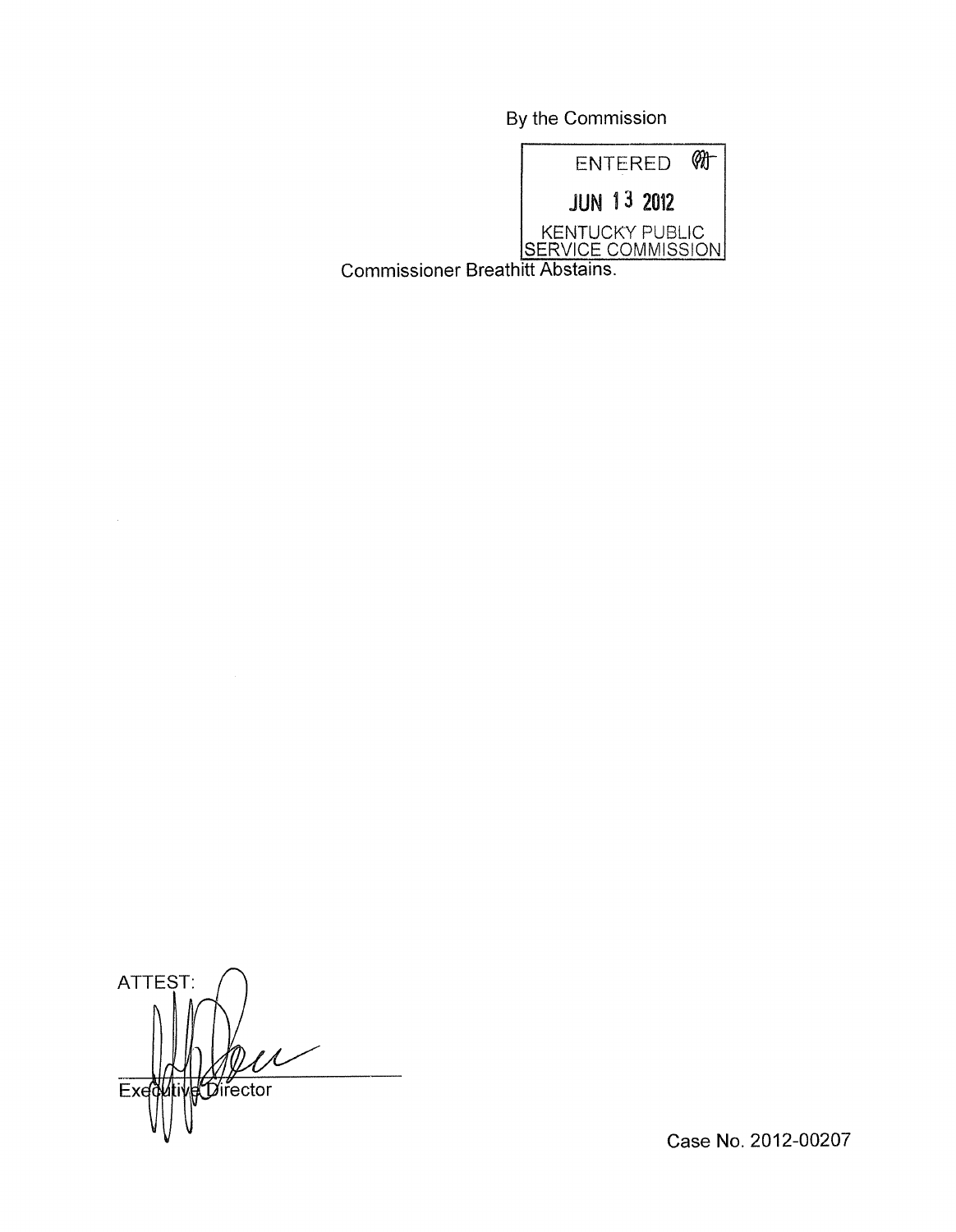By the Commission

ENTERED

JUN 13 2012

KENTUCKY PUBLIC SERVICE COMMISSION

Commissioner Breathitt Abstains.

ATTEST:

Executive Director

Case No. 2012-00207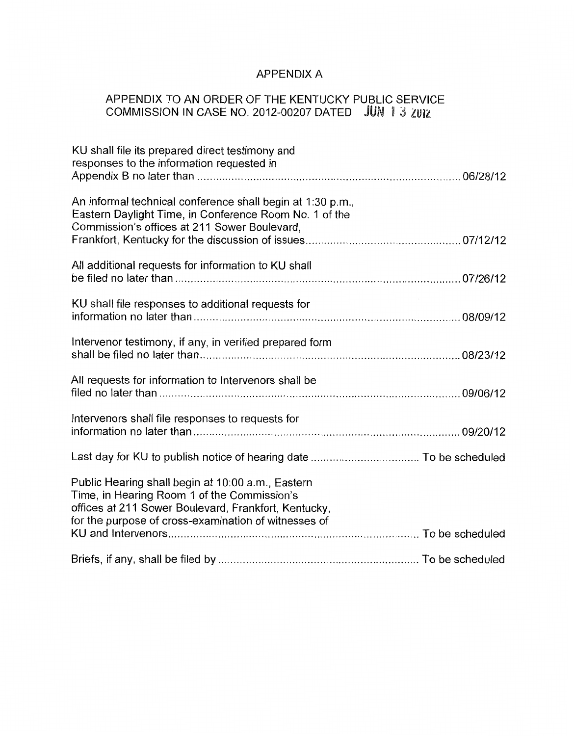# APPENDIX A

## APPENDIX TO AN ORDER OF THE KENTUCKY PUBLIC SERVICE COMMISSION IN CASE NO. 2012-00207 DATED JUN 13 2012

| | |
|---|---|
| KU shall file its prepared direct testimony and responses to the information requested in Appendix B no later than | 06/28/12 |
| An informal technical conference shall begin at 1:30 p.m., Eastern Daylight Time, in Conference Room No. 1 of the Commission's offices at 211 Sower Boulevard, Frankfort, Kentucky for the discussion of issues | 07/12/12 |
| All additional requests for information to KU shall be filed no later than | 07/26/12 |
| KU shall file responses to additional requests for information no later than | 08/09/12 |
| Intervenor testimony, if any, in verified prepared form shall be filed no later than | 08/23/12 |
| All requests for information to Intervenors shall be filed no later than | 09/06/12 |
| Intervenors shall file responses to requests for information no later than | 09/20/12 |
| Last day for KU to publish notice of hearing date | To be scheduled |
| Public Hearing shall begin at 10:00 a.m., Eastern Time, in Hearing Room 1 of the Commission's offices at 211 Sower Boulevard, Frankfort, Kentucky, for the purpose of cross-examination of witnesses of KU and Intervenors | To be scheduled |
| Briefs, if any, shall be filed by | To be scheduled |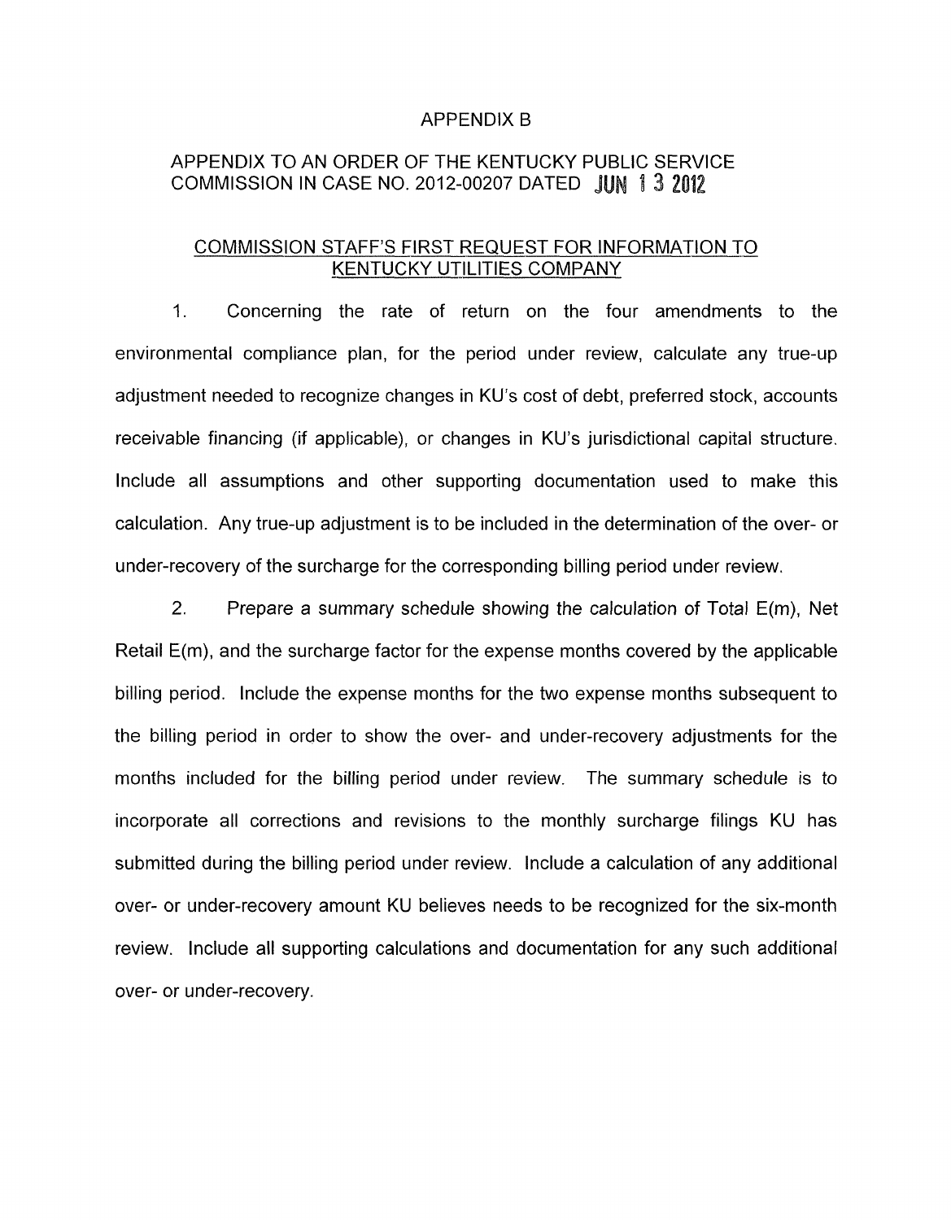APPENDIX B

APPENDIX TO AN ORDER OF THE KENTUCKY PUBLIC SERVICE COMMISSION IN CASE NO. 2012-00207 DATED JUN 13 2012

COMMISSION STAFF'S FIRST REQUEST FOR INFORMATION TO KENTUCKY UTILITIES COMPANY

1. Concerning the rate of return on the four amendments to the environmental compliance plan, for the period under review, calculate any true-up adjustment needed to recognize changes in KU's cost of debt, preferred stock, accounts receivable financing (if applicable), or changes in KU's jurisdictional capital structure. Include all assumptions and other supporting documentation used to make this calculation. Any true-up adjustment is to be included in the determination of the over- or under-recovery of the surcharge for the corresponding billing period under review.

2. Prepare a summary schedule showing the calculation of Total E(m), Net Retail E(m), and the surcharge factor for the expense months covered by the applicable billing period. Include the expense months for the two expense months subsequent to the billing period in order to show the over- and under-recovery adjustments for the months included for the billing period under review. The summary schedule is to incorporate all corrections and revisions to the monthly surcharge filings KU has submitted during the billing period under review. Include a calculation of any additional over- or under-recovery amount KU believes needs to be recognized for the six-month review. Include all supporting calculations and documentation for any such additional over- or under-recovery.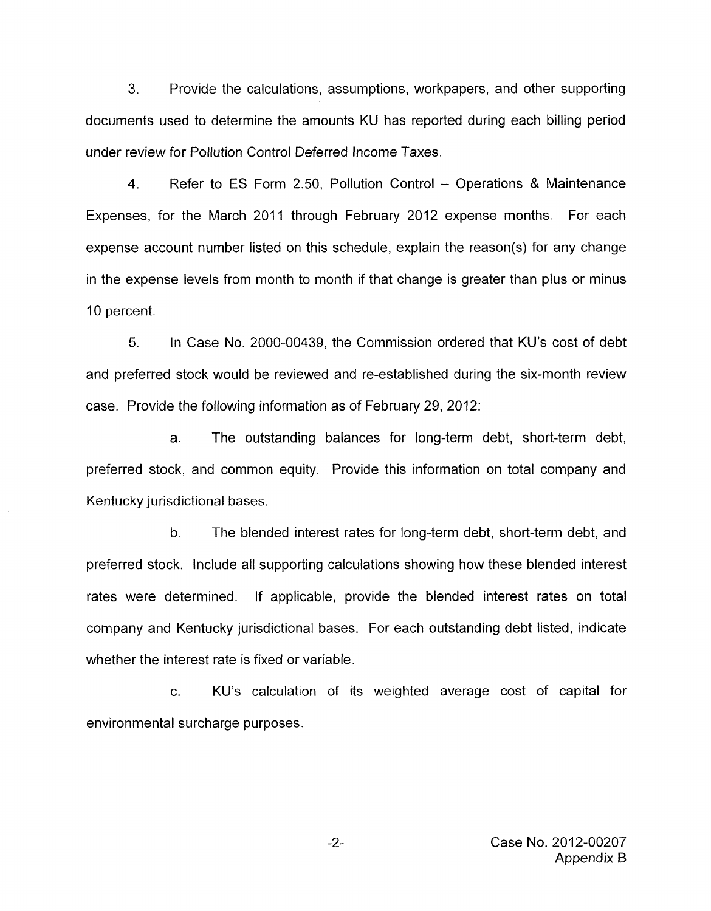3. Provide the calculations, assumptions, workpapers, and other supporting documents used to determine the amounts KU has reported during each billing period under review for Pollution Control Deferred Income Taxes.

4. Refer to ES Form 2.50, Pollution Control – Operations & Maintenance Expenses, for the March 2011 through February 2012 expense months. For each expense account number listed on this schedule, explain the reason(s) for any change in the expense levels from month to month if that change is greater than plus or minus 10 percent.

5. In Case No. 2000-00439, the Commission ordered that KU's cost of debt and preferred stock would be reviewed and re-established during the six-month review case. Provide the following information as of February 29, 2012:

   a. The outstanding balances for long-term debt, short-term debt, preferred stock, and common equity. Provide this information on total company and Kentucky jurisdictional bases.

   b. The blended interest rates for long-term debt, short-term debt, and preferred stock. Include all supporting calculations showing how these blended interest rates were determined. If applicable, provide the blended interest rates on total company and Kentucky jurisdictional bases. For each outstanding debt listed, indicate whether the interest rate is fixed or variable.

   c. KU's calculation of its weighted average cost of capital for environmental surcharge purposes.

Case No. 2012-00207
Appendix B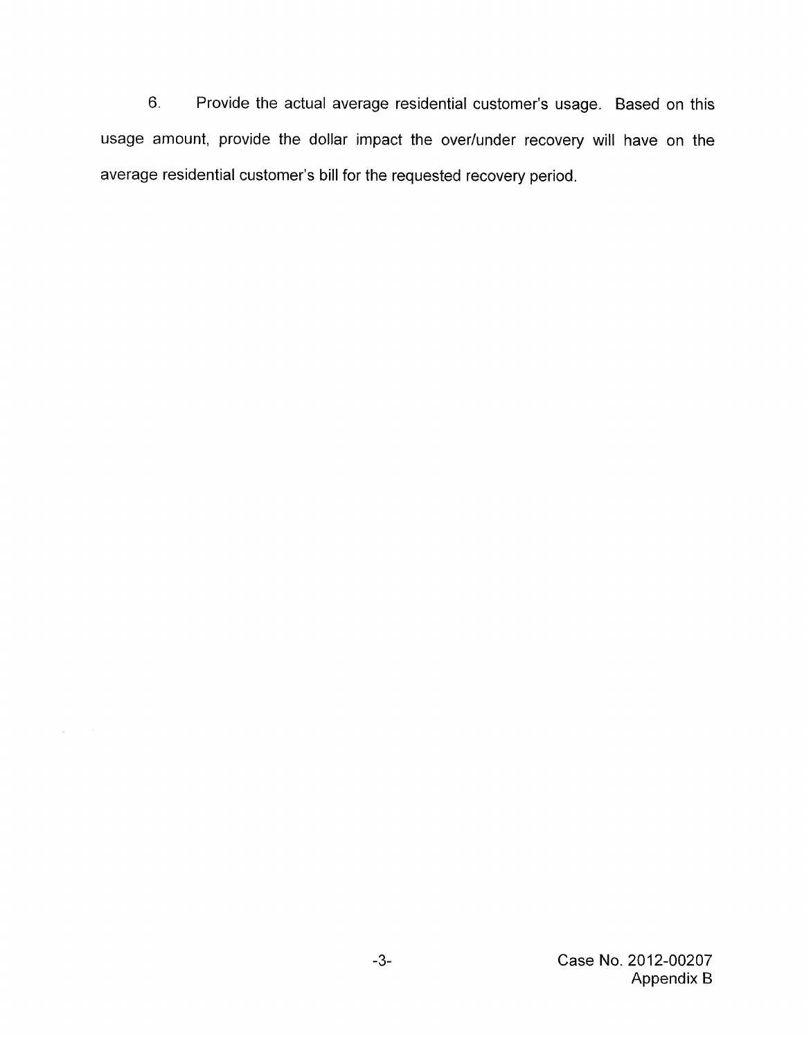6. Provide the actual average residential customer's usage. Based on this usage amount, provide the dollar impact the over/under recovery will have on the average residential customer's bill for the requested recovery period.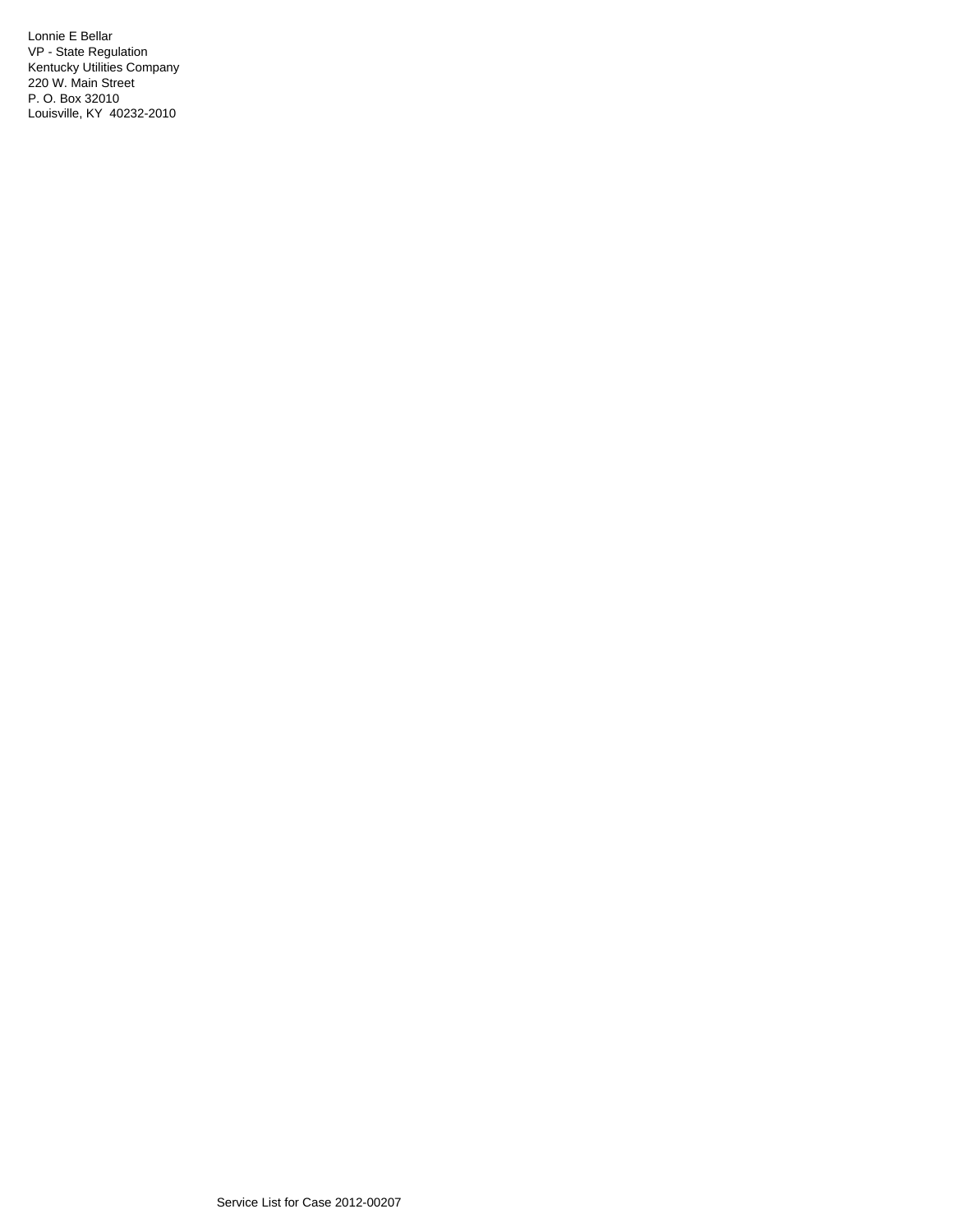Lonnie E Bellar
VP - State Regulation
Kentucky Utilities Company
220 W. Main Street
P. O. Box 32010
Louisville, KY  40232-2010